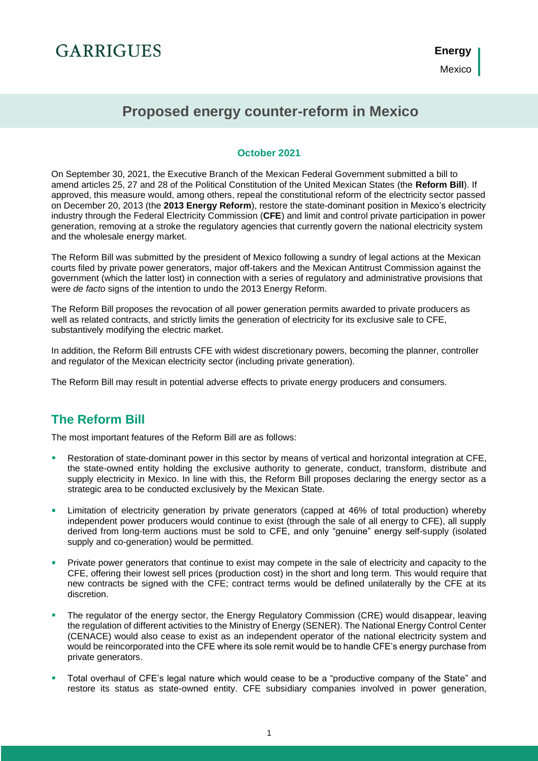# Proposed energy counter-reform in Mexico

**October 2021**

On September 30, 2021, the Executive Branch of the Mexican Federal Government submitted a bill to amend articles 25, 27 and 28 of the Political Constitution of the United Mexican States (the **Reform Bill**). If approved, this measure would, among others, repeal the constitutional reform of the electricity sector passed on December 20, 2013 (the **2013 Energy Reform**), restore the state-dominant position in Mexico's electricity industry through the Federal Electricity Commission (**CFE**) and limit and control private participation in power generation, removing at a stroke the regulatory agencies that currently govern the national electricity system and the wholesale energy market.

The Reform Bill was submitted by the president of Mexico following a sundry of legal actions at the Mexican courts filed by private power generators, major off-takers and the Mexican Antitrust Commission against the government (which the latter lost) in connection with a series of regulatory and administrative provisions that were *de facto* signs of the intention to undo the 2013 Energy Reform.

The Reform Bill proposes the revocation of all power generation permits awarded to private producers as well as related contracts, and strictly limits the generation of electricity for its exclusive sale to CFE, substantively modifying the electric market.

In addition, the Reform Bill entrusts CFE with widest discretionary powers, becoming the planner, controller and regulator of the Mexican electricity sector (including private generation).

The Reform Bill may result in potential adverse effects to private energy producers and consumers.

## The Reform Bill

The most important features of the Reform Bill are as follows:

- Restoration of state-dominant power in this sector by means of vertical and horizontal integration at CFE, the state-owned entity holding the exclusive authority to generate, conduct, transform, distribute and supply electricity in Mexico. In line with this, the Reform Bill proposes declaring the energy sector as a strategic area to be conducted exclusively by the Mexican State.
- Limitation of electricity generation by private generators (capped at 46% of total production) whereby independent power producers would continue to exist (through the sale of all energy to CFE), all supply derived from long-term auctions must be sold to CFE, and only "genuine" energy self-supply (isolated supply and co-generation) would be permitted.
- Private power generators that continue to exist may compete in the sale of electricity and capacity to the CFE, offering their lowest sell prices (production cost) in the short and long term. This would require that new contracts be signed with the CFE; contract terms would be defined unilaterally by the CFE at its discretion.
- The regulator of the energy sector, the Energy Regulatory Commission (CRE) would disappear, leaving the regulation of different activities to the Ministry of Energy (SENER). The National Energy Control Center (CENACE) would also cease to exist as an independent operator of the national electricity system and would be reincorporated into the CFE where its sole remit would be to handle CFE's energy purchase from private generators.
- Total overhaul of CFE's legal nature which would cease to be a "productive company of the State" and restore its status as state-owned entity. CFE subsidiary companies involved in power generation,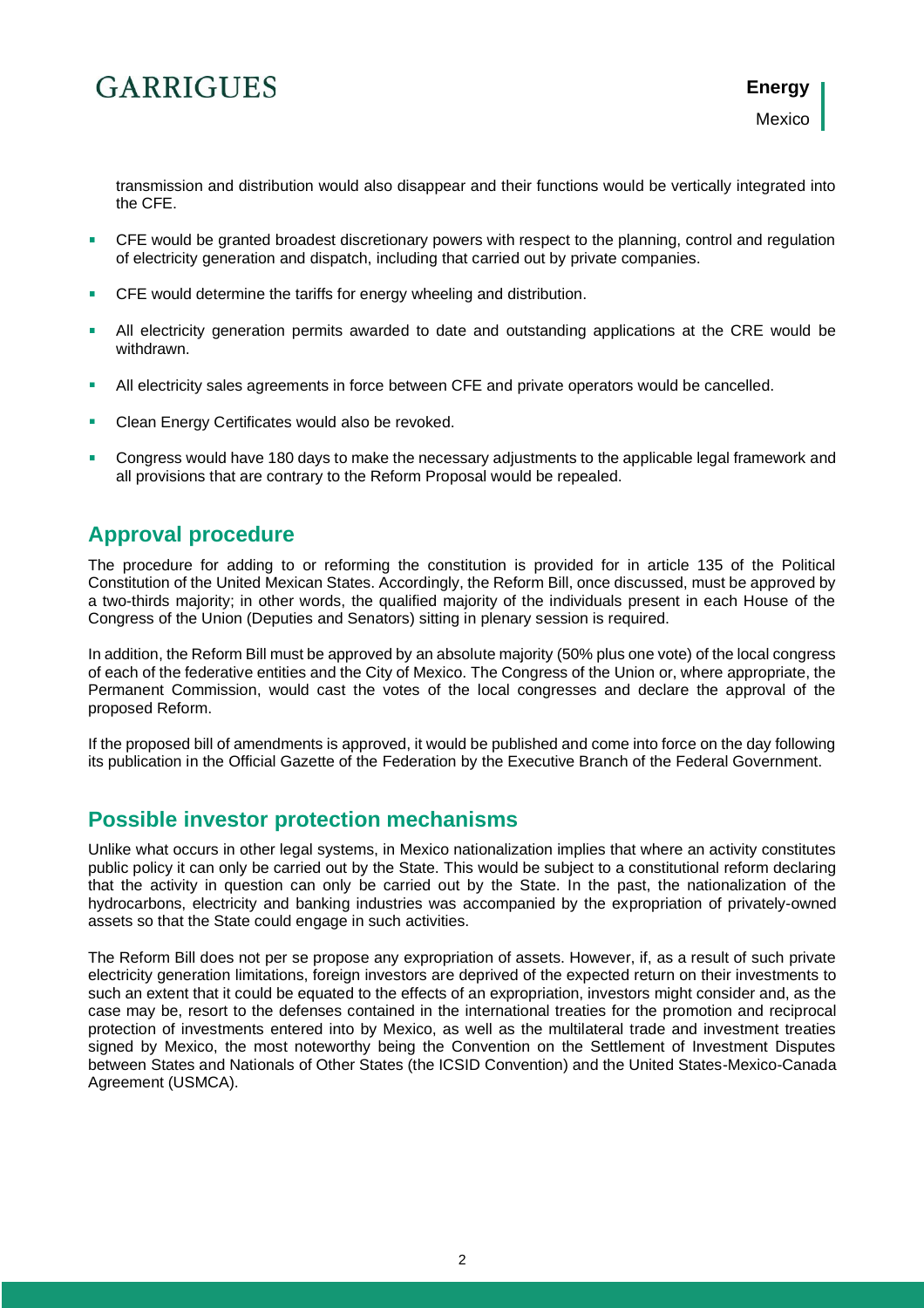transmission and distribution would also disappear and their functions would be vertically integrated into the CFE.

- CFE would be granted broadest discretionary powers with respect to the planning, control and regulation of electricity generation and dispatch, including that carried out by private companies.
- CFE would determine the tariffs for energy wheeling and distribution.
- All electricity generation permits awarded to date and outstanding applications at the CRE would be withdrawn.
- All electricity sales agreements in force between CFE and private operators would be cancelled.
- Clean Energy Certificates would also be revoked.
- Congress would have 180 days to make the necessary adjustments to the applicable legal framework and all provisions that are contrary to the Reform Proposal would be repealed.

## Approval procedure

The procedure for adding to or reforming the constitution is provided for in article 135 of the Political Constitution of the United Mexican States. Accordingly, the Reform Bill, once discussed, must be approved by a two-thirds majority; in other words, the qualified majority of the individuals present in each House of the Congress of the Union (Deputies and Senators) sitting in plenary session is required.

In addition, the Reform Bill must be approved by an absolute majority (50% plus one vote) of the local congress of each of the federative entities and the City of Mexico. The Congress of the Union or, where appropriate, the Permanent Commission, would cast the votes of the local congresses and declare the approval of the proposed Reform.

If the proposed bill of amendments is approved, it would be published and come into force on the day following its publication in the Official Gazette of the Federation by the Executive Branch of the Federal Government.

## Possible investor protection mechanisms

Unlike what occurs in other legal systems, in Mexico nationalization implies that where an activity constitutes public policy it can only be carried out by the State. This would be subject to a constitutional reform declaring that the activity in question can only be carried out by the State. In the past, the nationalization of the hydrocarbons, electricity and banking industries was accompanied by the expropriation of privately-owned assets so that the State could engage in such activities.

The Reform Bill does not per se propose any expropriation of assets. However, if, as a result of such private electricity generation limitations, foreign investors are deprived of the expected return on their investments to such an extent that it could be equated to the effects of an expropriation, investors might consider and, as the case may be, resort to the defenses contained in the international treaties for the promotion and reciprocal protection of investments entered into by Mexico, as well as the multilateral trade and investment treaties signed by Mexico, the most noteworthy being the Convention on the Settlement of Investment Disputes between States and Nationals of Other States (the ICSID Convention) and the United States-Mexico-Canada Agreement (USMCA).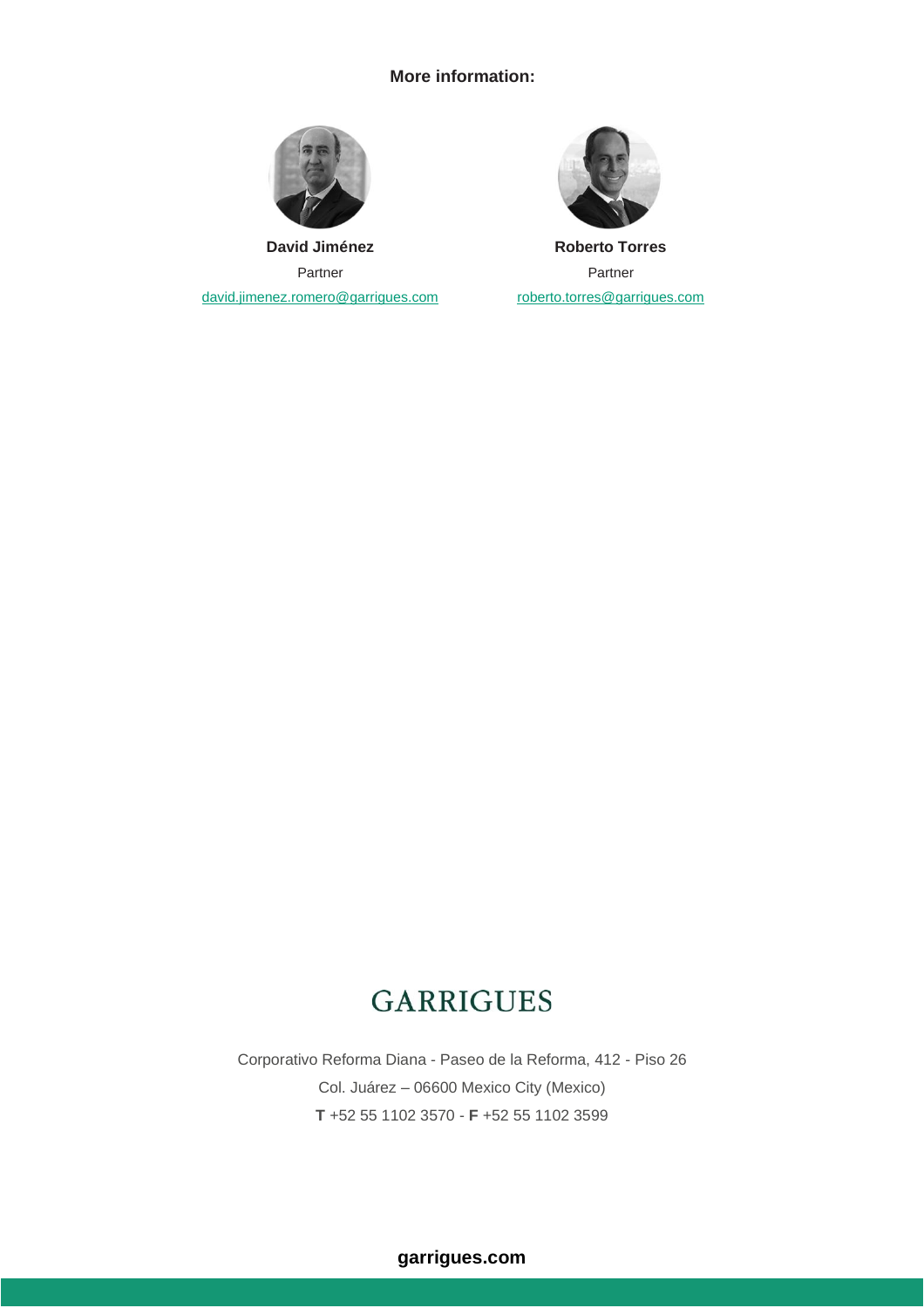**More information:**

**David Jiménez**
Partner
david.jimenez.romero@garrigues.com

**Roberto Torres**
Partner
roberto.torres@garrigues.com

GARRIGUES

Corporativo Reforma Diana - Paseo de la Reforma, 412 - Piso 26
Col. Juárez – 06600 Mexico City (Mexico)
**T** +52 55 1102 3570 - **F** +52 55 1102 3599

**garrigues.com**